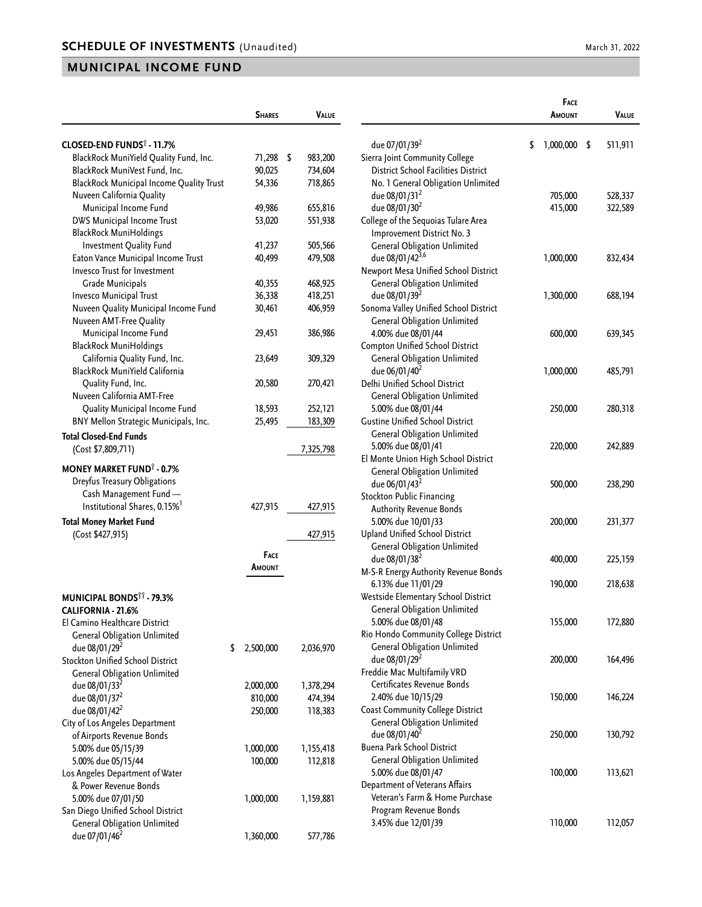## SCHEDULE OF INVESTMENTS (Unaudited)

March 31, 2022

## MUNICIPAL INCOME FUND

| | Shares | Value |
|---|---|---|
| **CLOSED-END FUNDS† - 11.7%** | | |
| BlackRock MuniYield Quality Fund, Inc. | 71,298 | $ 983,200 |
| BlackRock MuniVest Fund, Inc. | 90,025 | 734,604 |
| BlackRock Municipal Income Quality Trust | 54,336 | 718,865 |
| Nuveen California Quality Municipal Income Fund | 49,986 | 655,816 |
| DWS Municipal Income Trust | 53,020 | 551,938 |
| BlackRock MuniHoldings Investment Quality Fund | 41,237 | 505,566 |
| Eaton Vance Municipal Income Trust | 40,499 | 479,508 |
| Invesco Trust for Investment Grade Municipals | 40,355 | 468,925 |
| Invesco Municipal Trust | 36,338 | 418,251 |
| Nuveen Quality Municipal Income Fund | 30,461 | 406,959 |
| Nuveen AMT-Free Quality Municipal Income Fund | 29,451 | 386,986 |
| BlackRock MuniHoldings California Quality Fund, Inc. | 23,649 | 309,329 |
| BlackRock MuniYield California Quality Fund, Inc. | 20,580 | 270,421 |
| Nuveen California AMT-Free Quality Municipal Income Fund | 18,593 | 252,121 |
| BNY Mellon Strategic Municipals, Inc. | 25,495 | 183,309 |
| **Total Closed-End Funds** (Cost $7,809,711) | | 7,325,798 |
| **MONEY MARKET FUND† - 0.7%** | | |
| Dreyfus Treasury Obligations Cash Management Fund — Institutional Shares, 0.15%[1] | 427,915 | 427,915 |
| **Total Money Market Fund** (Cost $427,915) | | 427,915 |

| | Face Amount | Value |
|---|---|---|
| **MUNICIPAL BONDS†† - 79.3%** | | |
| **CALIFORNIA - 21.6%** | | |
| El Camino Healthcare District General Obligation Unlimited | | |
| due 08/01/29[2] | $ 2,500,000 | 2,036,970 |
| Stockton Unified School District General Obligation Unlimited | | |
| due 08/01/33[2] | 2,000,000 | 1,378,294 |
| due 08/01/37[2] | 810,000 | 474,394 |
| due 08/01/42[2] | 250,000 | 118,383 |
| City of Los Angeles Department of Airports Revenue Bonds | | |
| 5.00% due 05/15/39 | 1,000,000 | 1,155,418 |
| 5.00% due 05/15/44 | 100,000 | 112,818 |
| Los Angeles Department of Water & Power Revenue Bonds | | |
| 5.00% due 07/01/50 | 1,000,000 | 1,159,881 |
| San Diego Unified School District General Obligation Unlimited | | |
| due 07/01/46[2] | 1,360,000 | 577,786 |
| due 07/01/39[2] | $ 1,000,000 | $ 511,911 |
| Sierra Joint Community College District School Facilities District No. 1 General Obligation Unlimited | | |
| due 08/01/31[2] | 705,000 | 528,337 |
| due 08/01/30[2] | 415,000 | 322,589 |
| College of the Sequoias Tulare Area Improvement District No. 3 General Obligation Unlimited | | |
| due 08/01/42[3,6] | 1,000,000 | 832,434 |
| Newport Mesa Unified School District General Obligation Unlimited | | |
| due 08/01/39[2] | 1,300,000 | 688,194 |
| Sonoma Valley Unified School District General Obligation Unlimited | | |
| 4.00% due 08/01/44 | 600,000 | 639,345 |
| Compton Unified School District General Obligation Unlimited | | |
| due 06/01/40[2] | 1,000,000 | 485,791 |
| Delhi Unified School District General Obligation Unlimited | | |
| 5.00% due 08/01/44 | 250,000 | 280,318 |
| Gustine Unified School District General Obligation Unlimited | | |
| 5.00% due 08/01/41 | 220,000 | 242,889 |
| El Monte Union High School District General Obligation Unlimited | | |
| due 06/01/43[2] | 500,000 | 238,290 |
| Stockton Public Financing Authority Revenue Bonds | | |
| 5.00% due 10/01/33 | 200,000 | 231,377 |
| Upland Unified School District General Obligation Unlimited | | |
| due 08/01/38[2] | 400,000 | 225,159 |
| M-S-R Energy Authority Revenue Bonds | | |
| 6.13% due 11/01/29 | 190,000 | 218,638 |
| Westside Elementary School District General Obligation Unlimited | | |
| 5.00% due 08/01/48 | 155,000 | 172,880 |
| Rio Hondo Community College District General Obligation Unlimited | | |
| due 08/01/29[2] | 200,000 | 164,496 |
| Freddie Mac Multifamily VRD Certificates Revenue Bonds | | |
| 2.40% due 10/15/29 | 150,000 | 146,224 |
| Coast Community College District General Obligation Unlimited | | |
| due 08/01/40[2] | 250,000 | 130,792 |
| Buena Park School District General Obligation Unlimited | | |
| 5.00% due 08/01/47 | 100,000 | 113,621 |
| Department of Veterans Affairs Veteran's Farm & Home Purchase Program Revenue Bonds | | |
| 3.45% due 12/01/39 | 110,000 | 112,057 |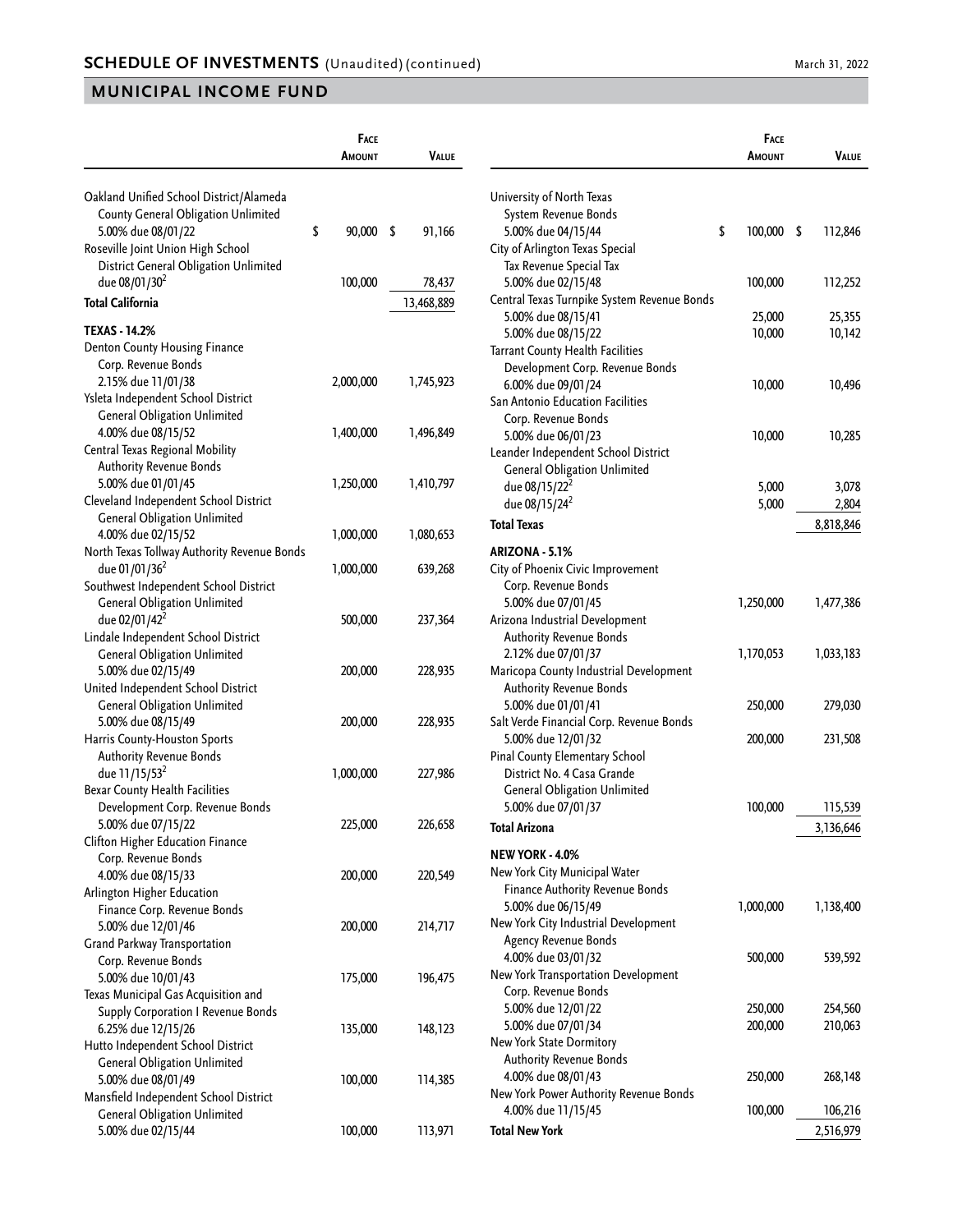## SCHEDULE OF INVESTMENTS (Unaudited) (continued)

## MUNICIPAL INCOME FUND

| | Face Amount | Value |
|---|---|---|
| Oakland Unified School District/Alameda County General Obligation Unlimited 5.00% due 08/01/22 | $ 90,000 | $ 91,166 |
| Roseville Joint Union High School District General Obligation Unlimited due 08/01/30[2] | 100,000 | 78,437 |
| **Total California** | | 13,468,889 |
| **TEXAS - 14.2%** | | |
| Denton County Housing Finance Corp. Revenue Bonds 2.15% due 11/01/38 | 2,000,000 | 1,745,923 |
| Ysleta Independent School District General Obligation Unlimited 4.00% due 08/15/52 | 1,400,000 | 1,496,849 |
| Central Texas Regional Mobility Authority Revenue Bonds 5.00% due 01/01/45 | 1,250,000 | 1,410,797 |
| Cleveland Independent School District General Obligation Unlimited 4.00% due 02/15/52 | 1,000,000 | 1,080,653 |
| North Texas Tollway Authority Revenue Bonds due 01/01/36[2] | 1,000,000 | 639,268 |
| Southwest Independent School District General Obligation Unlimited due 02/01/42[2] | 500,000 | 237,364 |
| Lindale Independent School District General Obligation Unlimited 5.00% due 02/15/49 | 200,000 | 228,935 |
| United Independent School District General Obligation Unlimited 5.00% due 08/15/49 | 200,000 | 228,935 |
| Harris County-Houston Sports Authority Revenue Bonds due 11/15/53[2] | 1,000,000 | 227,986 |
| Bexar County Health Facilities Development Corp. Revenue Bonds 5.00% due 07/15/22 | 225,000 | 226,658 |
| Clifton Higher Education Finance Corp. Revenue Bonds 4.00% due 08/15/33 | 200,000 | 220,549 |
| Arlington Higher Education Finance Corp. Revenue Bonds 5.00% due 12/01/46 | 200,000 | 214,717 |
| Grand Parkway Transportation Corp. Revenue Bonds 5.00% due 10/01/43 | 175,000 | 196,475 |
| Texas Municipal Gas Acquisition and Supply Corporation I Revenue Bonds 6.25% due 12/15/26 | 135,000 | 148,123 |
| Hutto Independent School District General Obligation Unlimited 5.00% due 08/01/49 | 100,000 | 114,385 |
| Mansfield Independent School District General Obligation Unlimited 5.00% due 02/15/44 | 100,000 | 113,971 |
| University of North Texas System Revenue Bonds 5.00% due 04/15/44 | $ 100,000 | $ 112,846 |
| City of Arlington Texas Special Tax Revenue Special Tax 5.00% due 02/15/48 | 100,000 | 112,252 |
| Central Texas Turnpike System Revenue Bonds 5.00% due 08/15/41 | 25,000 | 25,355 |
| 5.00% due 08/15/22 | 10,000 | 10,142 |
| Tarrant County Health Facilities Development Corp. Revenue Bonds 6.00% due 09/01/24 | 10,000 | 10,496 |
| San Antonio Education Facilities Corp. Revenue Bonds 5.00% due 06/01/23 | 10,000 | 10,285 |
| Leander Independent School District General Obligation Unlimited due 08/15/22[2] | 5,000 | 3,078 |
| due 08/15/24[2] | 5,000 | 2,804 |
| **Total Texas** | | 8,818,846 |
| **ARIZONA - 5.1%** | | |
| City of Phoenix Civic Improvement Corp. Revenue Bonds 5.00% due 07/01/45 | 1,250,000 | 1,477,386 |
| Arizona Industrial Development Authority Revenue Bonds 2.12% due 07/01/37 | 1,170,053 | 1,033,183 |
| Maricopa County Industrial Development Authority Revenue Bonds 5.00% due 01/01/41 | 250,000 | 279,030 |
| Salt Verde Financial Corp. Revenue Bonds 5.00% due 12/01/32 | 200,000 | 231,508 |
| Pinal County Elementary School District No. 4 Casa Grande General Obligation Unlimited 5.00% due 07/01/37 | 100,000 | 115,539 |
| **Total Arizona** | | 3,136,646 |
| **NEW YORK - 4.0%** | | |
| New York City Municipal Water Finance Authority Revenue Bonds 5.00% due 06/15/49 | 1,000,000 | 1,138,400 |
| New York City Industrial Development Agency Revenue Bonds 4.00% due 03/01/32 | 500,000 | 539,592 |
| New York Transportation Development Corp. Revenue Bonds 5.00% due 12/01/22 | 250,000 | 254,560 |
| 5.00% due 07/01/34 | 200,000 | 210,063 |
| New York State Dormitory Authority Revenue Bonds 4.00% due 08/01/43 | 250,000 | 268,148 |
| New York Power Authority Revenue Bonds 4.00% due 11/15/45 | 100,000 | 106,216 |
| **Total New York** | | 2,516,979 |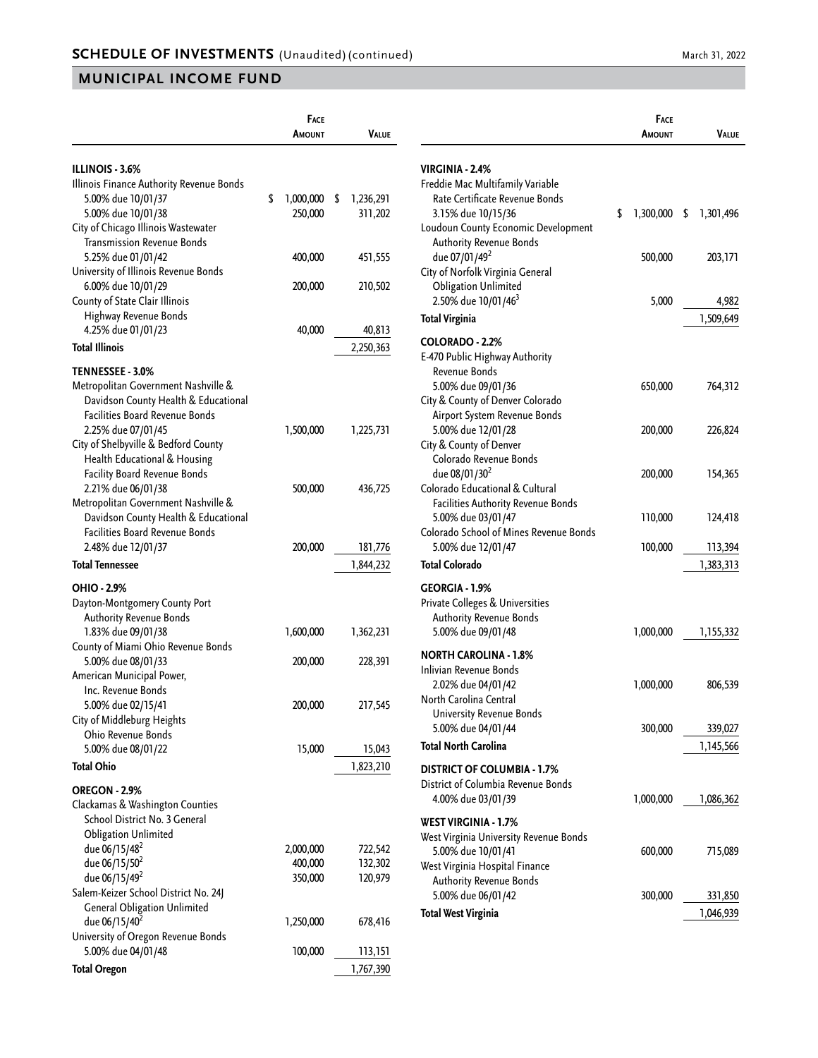## SCHEDULE OF INVESTMENTS (Unaudited) (continued)

## MUNICIPAL INCOME FUND

| | Face Amount | Value |
|---|---|---|
| **ILLINOIS - 3.6%** | | |
| Illinois Finance Authority Revenue Bonds | | |
| 5.00% due 10/01/37 | $ 1,000,000 | $ 1,236,291 |
| 5.00% due 10/01/38 | 250,000 | 311,202 |
| City of Chicago Illinois Wastewater Transmission Revenue Bonds | | |
| 5.25% due 01/01/42 | 400,000 | 451,555 |
| University of Illinois Revenue Bonds | | |
| 6.00% due 10/01/29 | 200,000 | 210,502 |
| County of State Clair Illinois Highway Revenue Bonds | | |
| 4.25% due 01/01/23 | 40,000 | 40,813 |
| **Total Illinois** | | 2,250,363 |
| **TENNESSEE - 3.0%** | | |
| Metropolitan Government Nashville & Davidson County Health & Educational Facilities Board Revenue Bonds | | |
| 2.25% due 07/01/45 | 1,500,000 | 1,225,731 |
| City of Shelbyville & Bedford County Health Educational & Housing Facility Board Revenue Bonds | | |
| 2.21% due 06/01/38 | 500,000 | 436,725 |
| Metropolitan Government Nashville & Davidson County Health & Educational Facilities Board Revenue Bonds | | |
| 2.48% due 12/01/37 | 200,000 | 181,776 |
| **Total Tennessee** | | 1,844,232 |
| **OHIO - 2.9%** | | |
| Dayton-Montgomery County Port Authority Revenue Bonds | | |
| 1.83% due 09/01/38 | 1,600,000 | 1,362,231 |
| County of Miami Ohio Revenue Bonds | | |
| 5.00% due 08/01/33 | 200,000 | 228,391 |
| American Municipal Power, Inc. Revenue Bonds | | |
| 5.00% due 02/15/41 | 200,000 | 217,545 |
| City of Middleburg Heights Ohio Revenue Bonds | | |
| 5.00% due 08/01/22 | 15,000 | 15,043 |
| **Total Ohio** | | 1,823,210 |
| **OREGON - 2.9%** | | |
| Clackamas & Washington Counties School District No. 3 General Obligation Unlimited | | |
| due 06/15/48[2] | 2,000,000 | 722,542 |
| due 06/15/50[2] | 400,000 | 132,302 |
| due 06/15/49[2] | 350,000 | 120,979 |
| Salem-Keizer School District No. 24J General Obligation Unlimited | | |
| due 06/15/40[2] | 1,250,000 | 678,416 |
| University of Oregon Revenue Bonds | | |
| 5.00% due 04/01/48 | 100,000 | 113,151 |
| **Total Oregon** | | 1,767,390 |
| **VIRGINIA - 2.4%** | | |
| Freddie Mac Multifamily Variable Rate Certificate Revenue Bonds | | |
| 3.15% due 10/15/36 | $ 1,300,000 | $ 1,301,496 |
| Loudoun County Economic Development Authority Revenue Bonds | | |
| due 07/01/49[2] | 500,000 | 203,171 |
| City of Norfolk Virginia General Obligation Unlimited | | |
| 2.50% due 10/01/46[3] | 5,000 | 4,982 |
| **Total Virginia** | | 1,509,649 |
| **COLORADO - 2.2%** | | |
| E-470 Public Highway Authority Revenue Bonds | | |
| 5.00% due 09/01/36 | 650,000 | 764,312 |
| City & County of Denver Colorado Airport System Revenue Bonds | | |
| 5.00% due 12/01/28 | 200,000 | 226,824 |
| City & County of Denver Colorado Revenue Bonds | | |
| due 08/01/30[2] | 200,000 | 154,365 |
| Colorado Educational & Cultural Facilities Authority Revenue Bonds | | |
| 5.00% due 03/01/47 | 110,000 | 124,418 |
| Colorado School of Mines Revenue Bonds | | |
| 5.00% due 12/01/47 | 100,000 | 113,394 |
| **Total Colorado** | | 1,383,313 |
| **GEORGIA - 1.9%** | | |
| Private Colleges & Universities Authority Revenue Bonds | | |
| 5.00% due 09/01/48 | 1,000,000 | 1,155,332 |
| **NORTH CAROLINA - 1.8%** | | |
| Inlivian Revenue Bonds | | |
| 2.02% due 04/01/42 | 1,000,000 | 806,539 |
| North Carolina Central University Revenue Bonds | | |
| 5.00% due 04/01/44 | 300,000 | 339,027 |
| **Total North Carolina** | | 1,145,566 |
| **DISTRICT OF COLUMBIA - 1.7%** | | |
| District of Columbia Revenue Bonds | | |
| 4.00% due 03/01/39 | 1,000,000 | 1,086,362 |
| **WEST VIRGINIA - 1.7%** | | |
| West Virginia University Revenue Bonds | | |
| 5.00% due 10/01/41 | 600,000 | 715,089 |
| West Virginia Hospital Finance Authority Revenue Bonds | | |
| 5.00% due 06/01/42 | 300,000 | 331,850 |
| **Total West Virginia** | | 1,046,939 |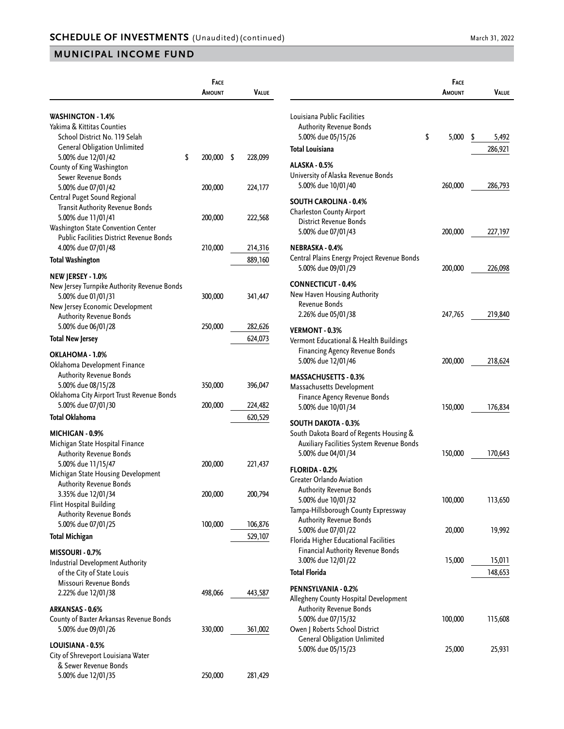## SCHEDULE OF INVESTMENTS (Unaudited) (continued)

March 31, 2022

## MUNICIPAL INCOME FUND

| | Face Amount | Value |
|---|---|---|
| **WASHINGTON - 1.4%** | | |
| Yakima & Kittitas Counties School District No. 119 Selah General Obligation Unlimited 5.00% due 12/01/42 | $ 200,000 | $ 228,099 |
| County of King Washington Sewer Revenue Bonds 5.00% due 07/01/42 | 200,000 | 224,177 |
| Central Puget Sound Regional Transit Authority Revenue Bonds 5.00% due 11/01/41 | 200,000 | 222,568 |
| Washington State Convention Center Public Facilities District Revenue Bonds 4.00% due 07/01/48 | 210,000 | 214,316 |
| **Total Washington** | | 889,160 |
| **NEW JERSEY - 1.0%** | | |
| New Jersey Turnpike Authority Revenue Bonds 5.00% due 01/01/31 | 300,000 | 341,447 |
| New Jersey Economic Development Authority Revenue Bonds 5.00% due 06/01/28 | 250,000 | 282,626 |
| **Total New Jersey** | | 624,073 |
| **OKLAHOMA - 1.0%** | | |
| Oklahoma Development Finance Authority Revenue Bonds 5.00% due 08/15/28 | 350,000 | 396,047 |
| Oklahoma City Airport Trust Revenue Bonds 5.00% due 07/01/30 | 200,000 | 224,482 |
| **Total Oklahoma** | | 620,529 |
| **MICHIGAN - 0.9%** | | |
| Michigan State Hospital Finance Authority Revenue Bonds 5.00% due 11/15/47 | 200,000 | 221,437 |
| Michigan State Housing Development Authority Revenue Bonds 3.35% due 12/01/34 | 200,000 | 200,794 |
| Flint Hospital Building Authority Revenue Bonds 5.00% due 07/01/25 | 100,000 | 106,876 |
| **Total Michigan** | | 529,107 |
| **MISSOURI - 0.7%** | | |
| Industrial Development Authority of the City of State Louis Missouri Revenue Bonds 2.22% due 12/01/38 | 498,066 | 443,587 |
| **ARKANSAS - 0.6%** | | |
| County of Baxter Arkansas Revenue Bonds 5.00% due 09/01/26 | 330,000 | 361,002 |
| **LOUISIANA - 0.5%** | | |
| City of Shreveport Louisiana Water & Sewer Revenue Bonds 5.00% due 12/01/35 | 250,000 | 281,429 |
| Louisiana Public Facilities Authority Revenue Bonds 5.00% due 05/15/26 | $ 5,000 | $ 5,492 |
| **Total Louisiana** | | 286,921 |
| **ALASKA - 0.5%** | | |
| University of Alaska Revenue Bonds 5.00% due 10/01/40 | 260,000 | 286,793 |
| **SOUTH CAROLINA - 0.4%** | | |
| Charleston County Airport District Revenue Bonds 5.00% due 07/01/43 | 200,000 | 227,197 |
| **NEBRASKA - 0.4%** | | |
| Central Plains Energy Project Revenue Bonds 5.00% due 09/01/29 | 200,000 | 226,098 |
| **CONNECTICUT - 0.4%** | | |
| New Haven Housing Authority Revenue Bonds 2.26% due 05/01/38 | 247,765 | 219,840 |
| **VERMONT - 0.3%** | | |
| Vermont Educational & Health Buildings Financing Agency Revenue Bonds 5.00% due 12/01/46 | 200,000 | 218,624 |
| **MASSACHUSETTS - 0.3%** | | |
| Massachusetts Development Finance Agency Revenue Bonds 5.00% due 10/01/34 | 150,000 | 176,834 |
| **SOUTH DAKOTA - 0.3%** | | |
| South Dakota Board of Regents Housing & Auxiliary Facilities System Revenue Bonds 5.00% due 04/01/34 | 150,000 | 170,643 |
| **FLORIDA - 0.2%** | | |
| Greater Orlando Aviation Authority Revenue Bonds 5.00% due 10/01/32 | 100,000 | 113,650 |
| Tampa-Hillsborough County Expressway Authority Revenue Bonds 5.00% due 07/01/22 | 20,000 | 19,992 |
| Florida Higher Educational Facilities Financial Authority Revenue Bonds 3.00% due 12/01/22 | 15,000 | 15,011 |
| **Total Florida** | | 148,653 |
| **PENNSYLVANIA - 0.2%** | | |
| Allegheny County Hospital Development Authority Revenue Bonds 5.00% due 07/15/32 | 100,000 | 115,608 |
| Owen J Roberts School District General Obligation Unlimited 5.00% due 05/15/23 | 25,000 | 25,931 |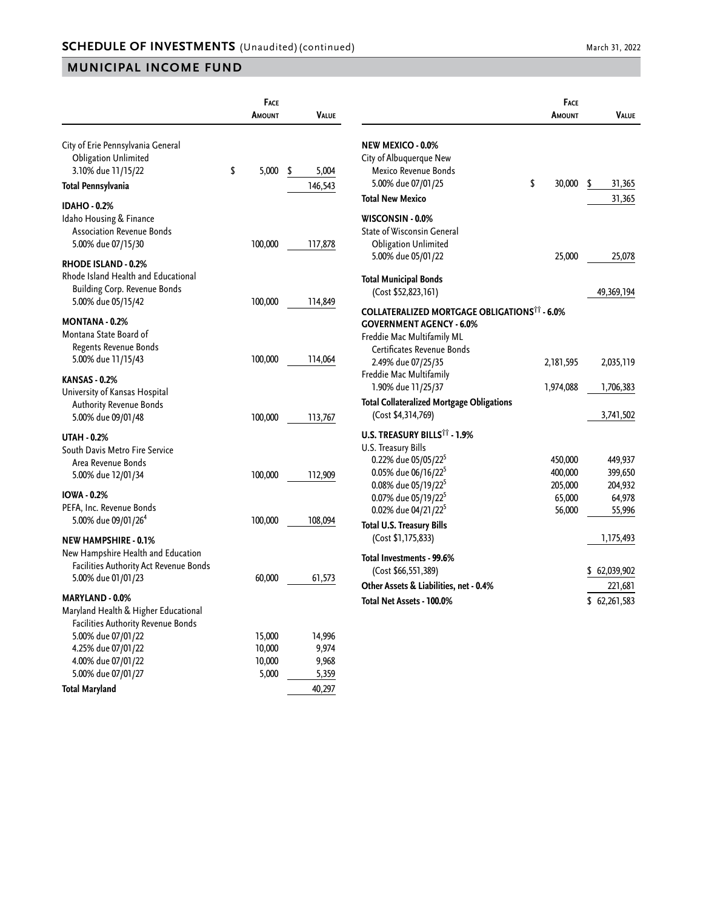## SCHEDULE OF INVESTMENTS (Unaudited) (continued)

## MUNICIPAL INCOME FUND

| | Face Amount | Value |
|---|---|---|
| City of Erie Pennsylvania General Obligation Unlimited 3.10% due 11/15/22 | $ 5,000 | $ 5,004 |
| **Total Pennsylvania** | | 146,543 |
| **IDAHO - 0.2%** | | |
| Idaho Housing & Finance Association Revenue Bonds 5.00% due 07/15/30 | 100,000 | 117,878 |
| **RHODE ISLAND - 0.2%** | | |
| Rhode Island Health and Educational Building Corp. Revenue Bonds 5.00% due 05/15/42 | 100,000 | 114,849 |
| **MONTANA - 0.2%** | | |
| Montana State Board of Regents Revenue Bonds 5.00% due 11/15/43 | 100,000 | 114,064 |
| **KANSAS - 0.2%** | | |
| University of Kansas Hospital Authority Revenue Bonds 5.00% due 09/01/48 | 100,000 | 113,767 |
| **UTAH - 0.2%** | | |
| South Davis Metro Fire Service Area Revenue Bonds 5.00% due 12/01/34 | 100,000 | 112,909 |
| **IOWA - 0.2%** | | |
| PEFA, Inc. Revenue Bonds 5.00% due 09/01/26[4] | 100,000 | 108,094 |
| **NEW HAMPSHIRE - 0.1%** | | |
| New Hampshire Health and Education Facilities Authority Act Revenue Bonds 5.00% due 01/01/23 | 60,000 | 61,573 |
| **MARYLAND - 0.0%** | | |
| Maryland Health & Higher Educational Facilities Authority Revenue Bonds | | |
| 5.00% due 07/01/22 | 15,000 | 14,996 |
| 4.25% due 07/01/22 | 10,000 | 9,974 |
| 4.00% due 07/01/22 | 10,000 | 9,968 |
| 5.00% due 07/01/27 | 5,000 | 5,359 |
| **Total Maryland** | | 40,297 |
| **NEW MEXICO - 0.0%** | | |
| City of Albuquerque New Mexico Revenue Bonds 5.00% due 07/01/25 | $ 30,000 | $ 31,365 |
| **Total New Mexico** | | 31,365 |
| **WISCONSIN - 0.0%** | | |
| State of Wisconsin General Obligation Unlimited 5.00% due 05/01/22 | 25,000 | 25,078 |
| **Total Municipal Bonds** (Cost $52,823,161) | | 49,369,194 |
| **COLLATERALIZED MORTGAGE OBLIGATIONS[††] - 6.0%** | | |
| **GOVERNMENT AGENCY - 6.0%** | | |
| Freddie Mac Multifamily ML Certificates Revenue Bonds 2.49% due 07/25/35 | 2,181,595 | 2,035,119 |
| Freddie Mac Multifamily 1.90% due 11/25/37 | 1,974,088 | 1,706,383 |
| **Total Collateralized Mortgage Obligations** (Cost $4,314,769) | | 3,741,502 |
| **U.S. TREASURY BILLS[††] - 1.9%** | | |
| U.S. Treasury Bills | | |
| 0.22% due 05/05/22[5] | 450,000 | 449,937 |
| 0.05% due 06/16/22[5] | 400,000 | 399,650 |
| 0.08% due 05/19/22[5] | 205,000 | 204,932 |
| 0.07% due 05/19/22[5] | 65,000 | 64,978 |
| 0.02% due 04/21/22[5] | 56,000 | 55,996 |
| **Total U.S. Treasury Bills** (Cost $1,175,833) | | 1,175,493 |
| **Total Investments - 99.6%** (Cost $66,551,389) | | $ 62,039,902 |
| **Other Assets & Liabilities, net - 0.4%** | | 221,681 |
| **Total Net Assets - 100.0%** | | $ 62,261,583 |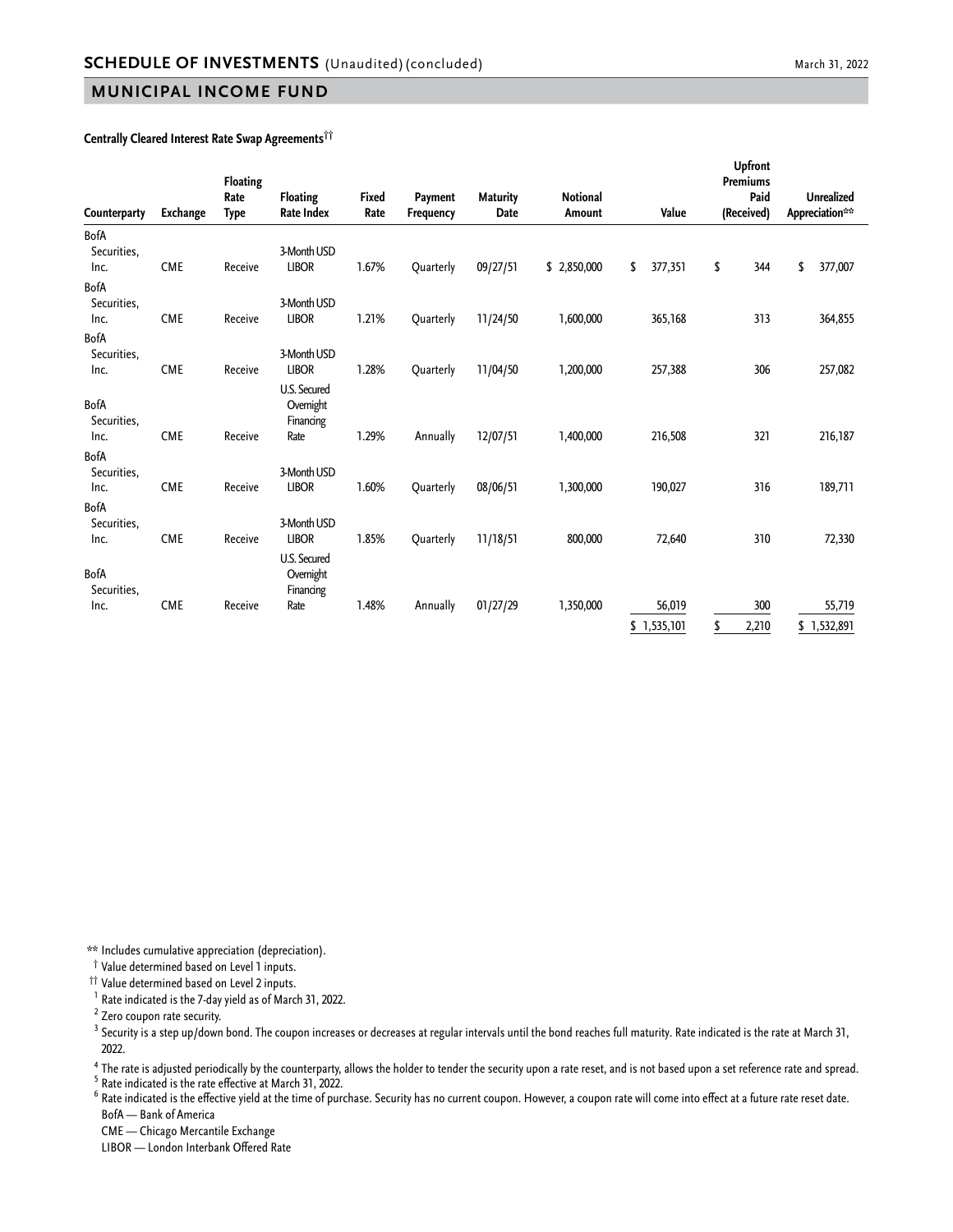# SCHEDULE OF INVESTMENTS (Unaudited) (concluded)

## MUNICIPAL INCOME FUND

**Centrally Cleared Interest Rate Swap Agreements††**

| Counterparty | Exchange | Floating Rate Type | Floating Rate Index | Fixed Rate | Payment Frequency | Maturity Date | Notional Amount | Value | Upfront Premiums Paid (Received) | Unrealized Appreciation** |
|---|---|---|---|---|---|---|---|---|---|---|
| BofA Securities, Inc. | CME | Receive | 3-Month USD LIBOR | 1.67% | Quarterly | 09/27/51 | $ 2,850,000 | $ 377,351 | $ 344 | $ 377,007 |
| BofA Securities, Inc. | CME | Receive | 3-Month USD LIBOR | 1.21% | Quarterly | 11/24/50 | 1,600,000 | 365,168 | 313 | 364,855 |
| BofA Securities, Inc. | CME | Receive | 3-Month USD LIBOR | 1.28% | Quarterly | 11/04/50 | 1,200,000 | 257,388 | 306 | 257,082 |
| BofA Securities, Inc. | CME | Receive | U.S. Secured Overnight Financing Rate | 1.29% | Annually | 12/07/51 | 1,400,000 | 216,508 | 321 | 216,187 |
| BofA Securities, Inc. | CME | Receive | 3-Month USD LIBOR | 1.60% | Quarterly | 08/06/51 | 1,300,000 | 190,027 | 316 | 189,711 |
| BofA Securities, Inc. | CME | Receive | 3-Month USD LIBOR | 1.85% | Quarterly | 11/18/51 | 800,000 | 72,640 | 310 | 72,330 |
| BofA Securities, Inc. | CME | Receive | U.S. Secured Overnight Financing Rate | 1.48% | Annually | 01/27/29 | 1,350,000 | 56,019 | 300 | 55,719 |
| | | | | | | | | $ 1,535,101 | $ 2,210 | $ 1,532,891 |

** Includes cumulative appreciation (depreciation).

† Value determined based on Level 1 inputs.

†† Value determined based on Level 2 inputs.

[1] Rate indicated is the 7-day yield as of March 31, 2022.

[2] Zero coupon rate security.

[3] Security is a step up/down bond. The coupon increases or decreases at regular intervals until the bond reaches full maturity. Rate indicated is the rate at March 31, 2022.

[4] The rate is adjusted periodically by the counterparty, allows the holder to tender the security upon a rate reset, and is not based upon a set reference rate and spread.

[5] Rate indicated is the rate effective at March 31, 2022.

[6] Rate indicated is the effective yield at the time of purchase. Security has no current coupon. However, a coupon rate will come into effect at a future rate reset date.

BofA — Bank of America

CME — Chicago Mercantile Exchange

LIBOR — London Interbank Offered Rate